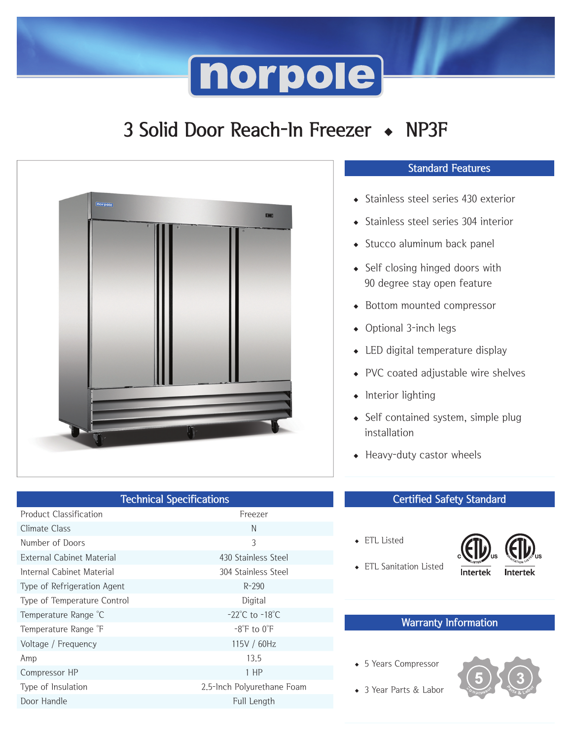# norpole

## 3 Solid Door Reach-In Freezer ◆ NP3F

### Standard Features

- Stainless steel series 430 exterior
- Stainless steel series 304 interior
- Stucco aluminum back panel
- Self closing hinged doors with 90 degree stay open feature
- Bottom mounted compressor
- Optional 3-inch legs
- LED digital temperature display
- PVC coated adjustable wire shelves
- Interior lighting
- Self contained system, simple plug installation
- Heavy-duty castor wheels

### Technical Specifications

| Technical Specifications | |
|---|---|
| Product Classification | Freezer |
| Climate Class | N |
| Number of Doors | 3 |
| External Cabinet Material | 430 Stainless Steel |
| Internal Cabinet Material | 304 Stainless Steel |
| Type of Refrigeration Agent | R-290 |
| Type of Temperature Control | Digital |
| Temperature Range °C | -22°C to -18°C |
| Temperature Range °F | -8°F to 0°F |
| Voltage / Frequency | 115V / 60Hz |
| Amp | 13.5 |
| Compressor HP | 1 HP |
| Type of Insulation | 2.5-Inch Polyurethane Foam |
| Door Handle | Full Length |

### Certified Safety Standard

- ETL Listed
- ETL Sanitation Listed

### Warranty Information

- 5 Years Compressor
- 3 Year Parts & Labor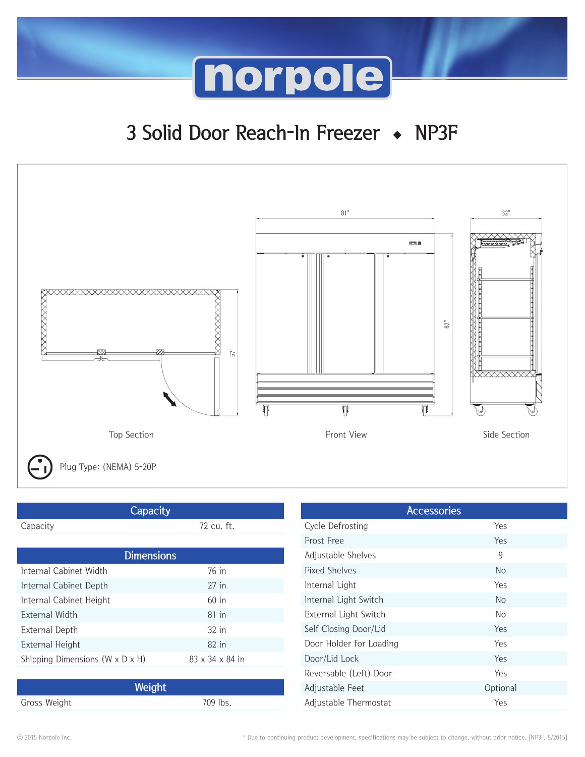# 3 Solid Door Reach-In Freezer ◆ NP3F

81"

32"

82"

57"

Top Section

Front View

Side Section

Plug Type: (NEMA) 5-20P

| Capacity | |
| --- | --- |
| Capacity | 72 cu. ft. |

| Dimensions | |
| --- | --- |
| Internal Cabinet Width | 76 in |
| Internal Cabinet Depth | 27 in |
| Internal Cabinet Height | 60 in |
| External Width | 81 in |
| External Depth | 32 in |
| External Height | 82 in |
| Shipping Dimensions (W x D x H) | 83 x 34 x 84 in |

| Weight | |
| --- | --- |
| Gross Weight | 709 lbs. |

| Accessories | |
| --- | --- |
| Cycle Defrosting | Yes |
| Frost Free | Yes |
| Adjustable Shelves | 9 |
| Fixed Shelves | No |
| Internal Light | Yes |
| Internal Light Switch | No |
| External Light Switch | No |
| Self Closing Door/Lid | Yes |
| Door Holder for Loading | Yes |
| Door/Lid Lock | Yes |
| Reversable (Left) Door | Yes |
| Adjustable Feet | Optional |
| Adjustable Thermostat | Yes |

© 2015 Norpole Inc.

* Due to continuing product development, specifications may be subject to change, without prior notice. [NP3F, 5/2015]